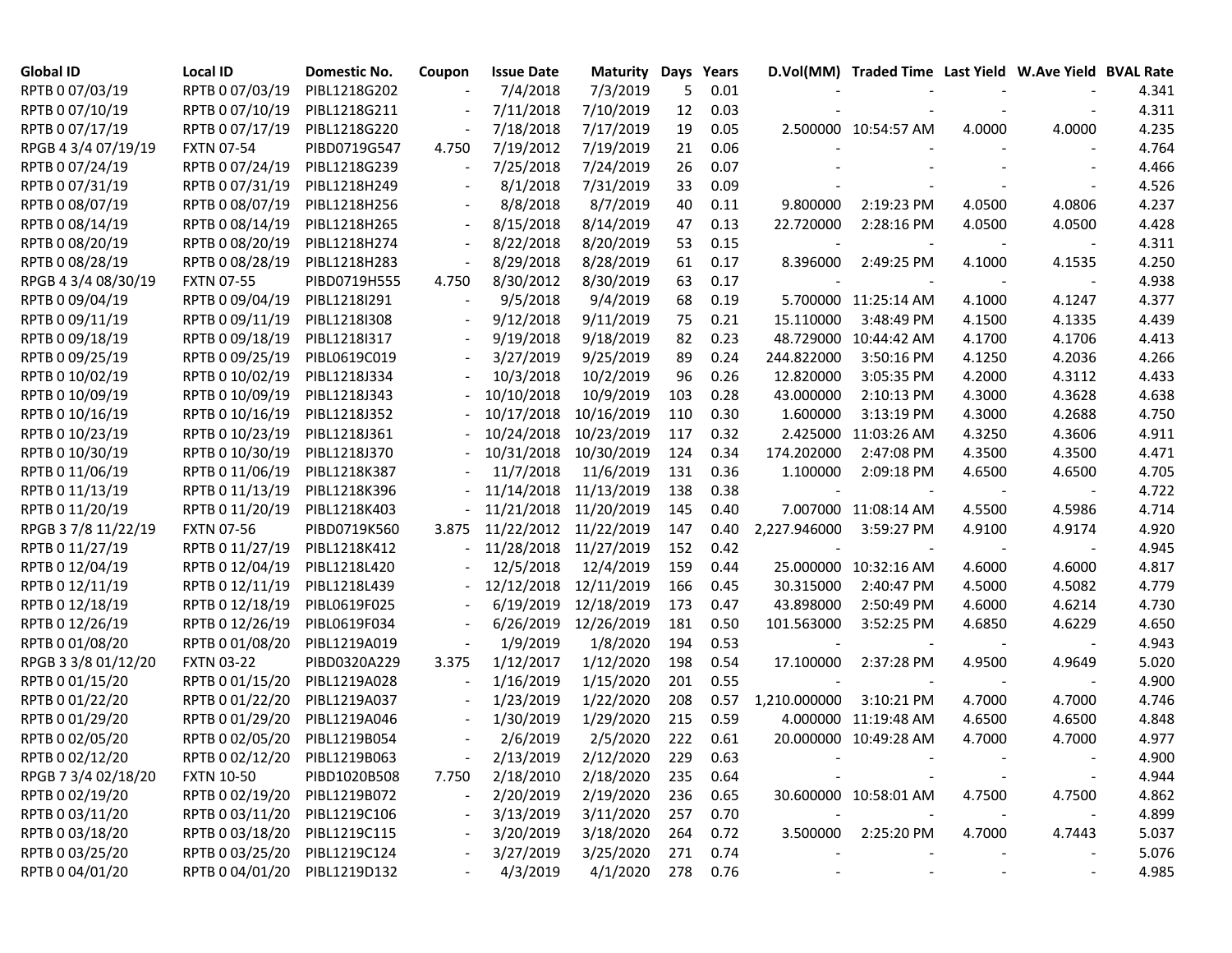| Global ID | Local ID | Domestic No. | Coupon | Issue Date | Maturity | Days | Years | D.Vol(MM) | Traded Time | Last Yield | W.Ave Yield | BVAL Rate |
|---|---|---|---|---|---|---|---|---|---|---|---|---|
| RPTB 0 07/03/19 | RPTB 0 07/03/19 | PIBL1218G202 | - | 7/4/2018 | 7/3/2019 | 5 | 0.01 | - | - | - | - | 4.341 |
| RPTB 0 07/10/19 | RPTB 0 07/10/19 | PIBL1218G211 | - | 7/11/2018 | 7/10/2019 | 12 | 0.03 | - | - | - | - | 4.311 |
| RPTB 0 07/17/19 | RPTB 0 07/17/19 | PIBL1218G220 | - | 7/18/2018 | 7/17/2019 | 19 | 0.05 | 2.500000 | 10:54:57 AM | 4.0000 | 4.0000 | 4.235 |
| RPGB 4 3/4 07/19/19 | FXTN 07-54 | PIBD0719G547 | 4.750 | 7/19/2012 | 7/19/2019 | 21 | 0.06 | - | - | - | - | 4.764 |
| RPTB 0 07/24/19 | RPTB 0 07/24/19 | PIBL1218G239 | - | 7/25/2018 | 7/24/2019 | 26 | 0.07 | - | - | - | - | 4.466 |
| RPTB 0 07/31/19 | RPTB 0 07/31/19 | PIBL1218H249 | - | 8/1/2018 | 7/31/2019 | 33 | 0.09 | - | - | - | - | 4.526 |
| RPTB 0 08/07/19 | RPTB 0 08/07/19 | PIBL1218H256 | - | 8/8/2018 | 8/7/2019 | 40 | 0.11 | 9.800000 | 2:19:23 PM | 4.0500 | 4.0806 | 4.237 |
| RPTB 0 08/14/19 | RPTB 0 08/14/19 | PIBL1218H265 | - | 8/15/2018 | 8/14/2019 | 47 | 0.13 | 22.720000 | 2:28:16 PM | 4.0500 | 4.0500 | 4.428 |
| RPTB 0 08/20/19 | RPTB 0 08/20/19 | PIBL1218H274 | - | 8/22/2018 | 8/20/2019 | 53 | 0.15 | - | - | - | - | 4.311 |
| RPTB 0 08/28/19 | RPTB 0 08/28/19 | PIBL1218H283 | - | 8/29/2018 | 8/28/2019 | 61 | 0.17 | 8.396000 | 2:49:25 PM | 4.1000 | 4.1535 | 4.250 |
| RPGB 4 3/4 08/30/19 | FXTN 07-55 | PIBD0719H555 | 4.750 | 8/30/2012 | 8/30/2019 | 63 | 0.17 | - | - | - | - | 4.938 |
| RPTB 0 09/04/19 | RPTB 0 09/04/19 | PIBL1218I291 | - | 9/5/2018 | 9/4/2019 | 68 | 0.19 | 5.700000 | 11:25:14 AM | 4.1000 | 4.1247 | 4.377 |
| RPTB 0 09/11/19 | RPTB 0 09/11/19 | PIBL1218I308 | - | 9/12/2018 | 9/11/2019 | 75 | 0.21 | 15.110000 | 3:48:49 PM | 4.1500 | 4.1335 | 4.439 |
| RPTB 0 09/18/19 | RPTB 0 09/18/19 | PIBL1218I317 | - | 9/19/2018 | 9/18/2019 | 82 | 0.23 | 48.729000 | 10:44:42 AM | 4.1700 | 4.1706 | 4.413 |
| RPTB 0 09/25/19 | RPTB 0 09/25/19 | PIBL0619C019 | - | 3/27/2019 | 9/25/2019 | 89 | 0.24 | 244.822000 | 3:50:16 PM | 4.1250 | 4.2036 | 4.266 |
| RPTB 0 10/02/19 | RPTB 0 10/02/19 | PIBL1218J334 | - | 10/3/2018 | 10/2/2019 | 96 | 0.26 | 12.820000 | 3:05:35 PM | 4.2000 | 4.3112 | 4.433 |
| RPTB 0 10/09/19 | RPTB 0 10/09/19 | PIBL1218J343 | - | 10/10/2018 | 10/9/2019 | 103 | 0.28 | 43.000000 | 2:10:13 PM | 4.3000 | 4.3628 | 4.638 |
| RPTB 0 10/16/19 | RPTB 0 10/16/19 | PIBL1218J352 | - | 10/17/2018 | 10/16/2019 | 110 | 0.30 | 1.600000 | 3:13:19 PM | 4.3000 | 4.2688 | 4.750 |
| RPTB 0 10/23/19 | RPTB 0 10/23/19 | PIBL1218J361 | - | 10/24/2018 | 10/23/2019 | 117 | 0.32 | 2.425000 | 11:03:26 AM | 4.3250 | 4.3606 | 4.911 |
| RPTB 0 10/30/19 | RPTB 0 10/30/19 | PIBL1218J370 | - | 10/31/2018 | 10/30/2019 | 124 | 0.34 | 174.202000 | 2:47:08 PM | 4.3500 | 4.3500 | 4.471 |
| RPTB 0 11/06/19 | RPTB 0 11/06/19 | PIBL1218K387 | - | 11/7/2018 | 11/6/2019 | 131 | 0.36 | 1.100000 | 2:09:18 PM | 4.6500 | 4.6500 | 4.705 |
| RPTB 0 11/13/19 | RPTB 0 11/13/19 | PIBL1218K396 | - | 11/14/2018 | 11/13/2019 | 138 | 0.38 | - | - | - | - | 4.722 |
| RPTB 0 11/20/19 | RPTB 0 11/20/19 | PIBL1218K403 | - | 11/21/2018 | 11/20/2019 | 145 | 0.40 | 7.007000 | 11:08:14 AM | 4.5500 | 4.5986 | 4.714 |
| RPGB 3 7/8 11/22/19 | FXTN 07-56 | PIBD0719K560 | 3.875 | 11/22/2012 | 11/22/2019 | 147 | 0.40 | 2,227.946000 | 3:59:27 PM | 4.9100 | 4.9174 | 4.920 |
| RPTB 0 11/27/19 | RPTB 0 11/27/19 | PIBL1218K412 | - | 11/28/2018 | 11/27/2019 | 152 | 0.42 | - | - | - | - | 4.945 |
| RPTB 0 12/04/19 | RPTB 0 12/04/19 | PIBL1218L420 | - | 12/5/2018 | 12/4/2019 | 159 | 0.44 | 25.000000 | 10:32:16 AM | 4.6000 | 4.6000 | 4.817 |
| RPTB 0 12/11/19 | RPTB 0 12/11/19 | PIBL1218L439 | - | 12/12/2018 | 12/11/2019 | 166 | 0.45 | 30.315000 | 2:40:47 PM | 4.5000 | 4.5082 | 4.779 |
| RPTB 0 12/18/19 | RPTB 0 12/18/19 | PIBL0619F025 | - | 6/19/2019 | 12/18/2019 | 173 | 0.47 | 43.898000 | 2:50:49 PM | 4.6000 | 4.6214 | 4.730 |
| RPTB 0 12/26/19 | RPTB 0 12/26/19 | PIBL0619F034 | - | 6/26/2019 | 12/26/2019 | 181 | 0.50 | 101.563000 | 3:52:25 PM | 4.6850 | 4.6229 | 4.650 |
| RPTB 0 01/08/20 | RPTB 0 01/08/20 | PIBL1219A019 | - | 1/9/2019 | 1/8/2020 | 194 | 0.53 | - | - | - | - | 4.943 |
| RPGB 3 3/8 01/12/20 | FXTN 03-22 | PIBD0320A229 | 3.375 | 1/12/2017 | 1/12/2020 | 198 | 0.54 | 17.100000 | 2:37:28 PM | 4.9500 | 4.9649 | 5.020 |
| RPTB 0 01/15/20 | RPTB 0 01/15/20 | PIBL1219A028 | - | 1/16/2019 | 1/15/2020 | 201 | 0.55 | - | - | - | - | 4.900 |
| RPTB 0 01/22/20 | RPTB 0 01/22/20 | PIBL1219A037 | - | 1/23/2019 | 1/22/2020 | 208 | 0.57 | 1,210.000000 | 3:10:21 PM | 4.7000 | 4.7000 | 4.746 |
| RPTB 0 01/29/20 | RPTB 0 01/29/20 | PIBL1219A046 | - | 1/30/2019 | 1/29/2020 | 215 | 0.59 | 4.000000 | 11:19:48 AM | 4.6500 | 4.6500 | 4.848 |
| RPTB 0 02/05/20 | RPTB 0 02/05/20 | PIBL1219B054 | - | 2/6/2019 | 2/5/2020 | 222 | 0.61 | 20.000000 | 10:49:28 AM | 4.7000 | 4.7000 | 4.977 |
| RPTB 0 02/12/20 | RPTB 0 02/12/20 | PIBL1219B063 | - | 2/13/2019 | 2/12/2020 | 229 | 0.63 | - | - | - | - | 4.900 |
| RPGB 7 3/4 02/18/20 | FXTN 10-50 | PIBD1020B508 | 7.750 | 2/18/2010 | 2/18/2020 | 235 | 0.64 | - | - | - | - | 4.944 |
| RPTB 0 02/19/20 | RPTB 0 02/19/20 | PIBL1219B072 | - | 2/20/2019 | 2/19/2020 | 236 | 0.65 | 30.600000 | 10:58:01 AM | 4.7500 | 4.7500 | 4.862 |
| RPTB 0 03/11/20 | RPTB 0 03/11/20 | PIBL1219C106 | - | 3/13/2019 | 3/11/2020 | 257 | 0.70 | - | - | - | - | 4.899 |
| RPTB 0 03/18/20 | RPTB 0 03/18/20 | PIBL1219C115 | - | 3/20/2019 | 3/18/2020 | 264 | 0.72 | 3.500000 | 2:25:20 PM | 4.7000 | 4.7443 | 5.037 |
| RPTB 0 03/25/20 | RPTB 0 03/25/20 | PIBL1219C124 | - | 3/27/2019 | 3/25/2020 | 271 | 0.74 | - | - | - | - | 5.076 |
| RPTB 0 04/01/20 | RPTB 0 04/01/20 | PIBL1219D132 | - | 4/3/2019 | 4/1/2020 | 278 | 0.76 | - | - | - | - | 4.985 |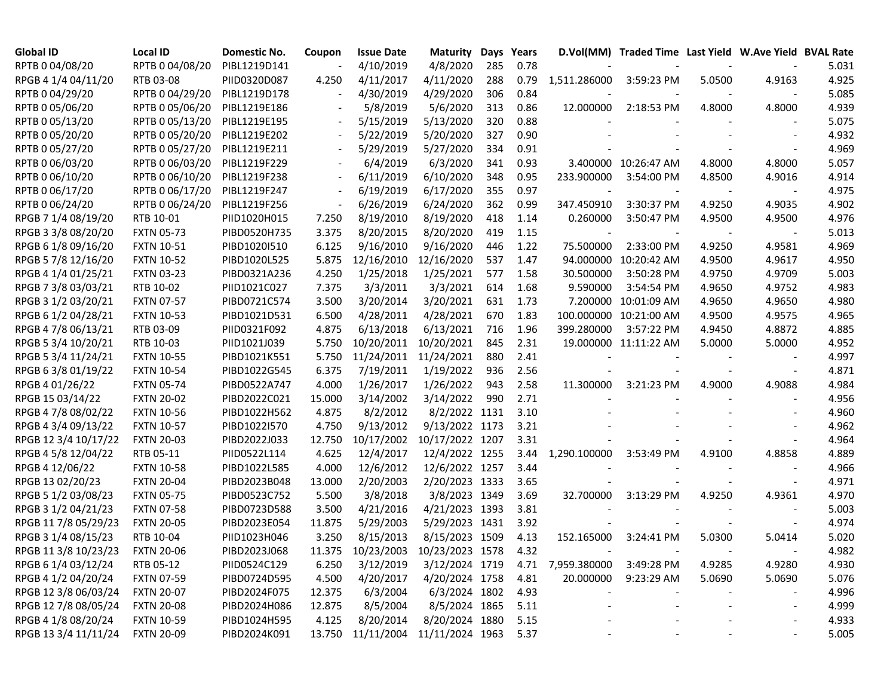| Global ID | Local ID | Domestic No. | Coupon | Issue Date | Maturity | Days | Years | D.Vol(MM) | Traded Time | Last Yield | W.Ave Yield | BVAL Rate |
|---|---|---|---|---|---|---|---|---|---|---|---|---|
| RPTB 0 04/08/20 | RPTB 0 04/08/20 | PIBL1219D141 | - | 4/10/2019 | 4/8/2020 | 285 | 0.78 | - | - | - | - | 5.031 |
| RPGB 4 1/4 04/11/20 | RTB 03-08 | PIID0320D087 | 4.250 | 4/11/2017 | 4/11/2020 | 288 | 0.79 | 1,511.286000 | 3:59:23 PM | 5.0500 | 4.9163 | 4.925 |
| RPTB 0 04/29/20 | RPTB 0 04/29/20 | PIBL1219D178 | - | 4/30/2019 | 4/29/2020 | 306 | 0.84 | - | - | - | - | 5.085 |
| RPTB 0 05/06/20 | RPTB 0 05/06/20 | PIBL1219E186 | - | 5/8/2019 | 5/6/2020 | 313 | 0.86 | 12.000000 | 2:18:53 PM | 4.8000 | 4.8000 | 4.939 |
| RPTB 0 05/13/20 | RPTB 0 05/13/20 | PIBL1219E195 | - | 5/15/2019 | 5/13/2020 | 320 | 0.88 | - | - | - | - | 5.075 |
| RPTB 0 05/20/20 | RPTB 0 05/20/20 | PIBL1219E202 | - | 5/22/2019 | 5/20/2020 | 327 | 0.90 | - | - | - | - | 4.932 |
| RPTB 0 05/27/20 | RPTB 0 05/27/20 | PIBL1219E211 | - | 5/29/2019 | 5/27/2020 | 334 | 0.91 | - | - | - | - | 4.969 |
| RPTB 0 06/03/20 | RPTB 0 06/03/20 | PIBL1219F229 | - | 6/4/2019 | 6/3/2020 | 341 | 0.93 | 3.400000 | 10:26:47 AM | 4.8000 | 4.8000 | 5.057 |
| RPTB 0 06/10/20 | RPTB 0 06/10/20 | PIBL1219F238 | - | 6/11/2019 | 6/10/2020 | 348 | 0.95 | 233.900000 | 3:54:00 PM | 4.8500 | 4.9016 | 4.914 |
| RPTB 0 06/17/20 | RPTB 0 06/17/20 | PIBL1219F247 | - | 6/19/2019 | 6/17/2020 | 355 | 0.97 | - | - | - | - | 4.975 |
| RPTB 0 06/24/20 | RPTB 0 06/24/20 | PIBL1219F256 | - | 6/26/2019 | 6/24/2020 | 362 | 0.99 | 347.450910 | 3:30:37 PM | 4.9250 | 4.9035 | 4.902 |
| RPGB 7 1/4 08/19/20 | RTB 10-01 | PIID1020H015 | 7.250 | 8/19/2010 | 8/19/2020 | 418 | 1.14 | 0.260000 | 3:50:47 PM | 4.9500 | 4.9500 | 4.976 |
| RPGB 3 3/8 08/20/20 | FXTN 05-73 | PIBD0520H735 | 3.375 | 8/20/2015 | 8/20/2020 | 419 | 1.15 | - | - | - | - | 5.013 |
| RPGB 6 1/8 09/16/20 | FXTN 10-51 | PIBD1020I510 | 6.125 | 9/16/2010 | 9/16/2020 | 446 | 1.22 | 75.500000 | 2:33:00 PM | 4.9250 | 4.9581 | 4.969 |
| RPGB 5 7/8 12/16/20 | FXTN 10-52 | PIBD1020L525 | 5.875 | 12/16/2010 | 12/16/2020 | 537 | 1.47 | 94.000000 | 10:20:42 AM | 4.9500 | 4.9617 | 4.950 |
| RPGB 4 1/4 01/25/21 | FXTN 03-23 | PIBD0321A236 | 4.250 | 1/25/2018 | 1/25/2021 | 577 | 1.58 | 30.500000 | 3:50:28 PM | 4.9750 | 4.9709 | 5.003 |
| RPGB 7 3/8 03/03/21 | RTB 10-02 | PIID1021C027 | 7.375 | 3/3/2011 | 3/3/2021 | 614 | 1.68 | 9.590000 | 3:54:54 PM | 4.9650 | 4.9752 | 4.983 |
| RPGB 3 1/2 03/20/21 | FXTN 07-57 | PIBD0721C574 | 3.500 | 3/20/2014 | 3/20/2021 | 631 | 1.73 | 7.200000 | 10:01:09 AM | 4.9650 | 4.9650 | 4.980 |
| RPGB 6 1/2 04/28/21 | FXTN 10-53 | PIBD1021D531 | 6.500 | 4/28/2011 | 4/28/2021 | 670 | 1.83 | 100.000000 | 10:21:00 AM | 4.9500 | 4.9575 | 4.965 |
| RPGB 4 7/8 06/13/21 | RTB 03-09 | PIID0321F092 | 4.875 | 6/13/2018 | 6/13/2021 | 716 | 1.96 | 399.280000 | 3:57:22 PM | 4.9450 | 4.8872 | 4.885 |
| RPGB 5 3/4 10/20/21 | RTB 10-03 | PIID1021J039 | 5.750 | 10/20/2011 | 10/20/2021 | 845 | 2.31 | 19.000000 | 11:11:22 AM | 5.0000 | 5.0000 | 4.952 |
| RPGB 5 3/4 11/24/21 | FXTN 10-55 | PIBD1021K551 | 5.750 | 11/24/2011 | 11/24/2021 | 880 | 2.41 | - | - | - | - | 4.997 |
| RPGB 6 3/8 01/19/22 | FXTN 10-54 | PIBD1022G545 | 6.375 | 7/19/2011 | 1/19/2022 | 936 | 2.56 | - | - | - | - | 4.871 |
| RPGB 4 01/26/22 | FXTN 05-74 | PIBD0522A747 | 4.000 | 1/26/2017 | 1/26/2022 | 943 | 2.58 | 11.300000 | 3:21:23 PM | 4.9000 | 4.9088 | 4.984 |
| RPGB 15 03/14/22 | FXTN 20-02 | PIBD2022C021 | 15.000 | 3/14/2002 | 3/14/2022 | 990 | 2.71 | - | - | - | - | 4.956 |
| RPGB 4 7/8 08/02/22 | FXTN 10-56 | PIBD1022H562 | 4.875 | 8/2/2012 | 8/2/2022 | 1131 | 3.10 | - | - | - | - | 4.960 |
| RPGB 4 3/4 09/13/22 | FXTN 10-57 | PIBD1022I570 | 4.750 | 9/13/2012 | 9/13/2022 | 1173 | 3.21 | - | - | - | - | 4.962 |
| RPGB 12 3/4 10/17/22 | FXTN 20-03 | PIBD2022J033 | 12.750 | 10/17/2002 | 10/17/2022 | 1207 | 3.31 | - | - | - | - | 4.964 |
| RPGB 4 5/8 12/04/22 | RTB 05-11 | PIID0522L114 | 4.625 | 12/4/2017 | 12/4/2022 | 1255 | 3.44 | 1,290.100000 | 3:53:49 PM | 4.9100 | 4.8858 | 4.889 |
| RPGB 4 12/06/22 | FXTN 10-58 | PIBD1022L585 | 4.000 | 12/6/2012 | 12/6/2022 | 1257 | 3.44 | - | - | - | - | 4.966 |
| RPGB 13 02/20/23 | FXTN 20-04 | PIBD2023B048 | 13.000 | 2/20/2003 | 2/20/2023 | 1333 | 3.65 | - | - | - | - | 4.971 |
| RPGB 5 1/2 03/08/23 | FXTN 05-75 | PIBD0523C752 | 5.500 | 3/8/2018 | 3/8/2023 | 1349 | 3.69 | 32.700000 | 3:13:29 PM | 4.9250 | 4.9361 | 4.970 |
| RPGB 3 1/2 04/21/23 | FXTN 07-58 | PIBD0723D588 | 3.500 | 4/21/2016 | 4/21/2023 | 1393 | 3.81 | - | - | - | - | 5.003 |
| RPGB 11 7/8 05/29/23 | FXTN 20-05 | PIBD2023E054 | 11.875 | 5/29/2003 | 5/29/2023 | 1431 | 3.92 | - | - | - | - | 4.974 |
| RPGB 3 1/4 08/15/23 | RTB 10-04 | PIID1023H046 | 3.250 | 8/15/2013 | 8/15/2023 | 1509 | 4.13 | 152.165000 | 3:24:41 PM | 5.0300 | 5.0414 | 5.020 |
| RPGB 11 3/8 10/23/23 | FXTN 20-06 | PIBD2023J068 | 11.375 | 10/23/2003 | 10/23/2023 | 1578 | 4.32 | - | - | - | - | 4.982 |
| RPGB 6 1/4 03/12/24 | RTB 05-12 | PIID0524C129 | 6.250 | 3/12/2019 | 3/12/2024 | 1719 | 4.71 | 7,959.380000 | 3:49:28 PM | 4.9285 | 4.9280 | 4.930 |
| RPGB 4 1/2 04/20/24 | FXTN 07-59 | PIBD0724D595 | 4.500 | 4/20/2017 | 4/20/2024 | 1758 | 4.81 | 20.000000 | 9:23:29 AM | 5.0690 | 5.0690 | 5.076 |
| RPGB 12 3/8 06/03/24 | FXTN 20-07 | PIBD2024F075 | 12.375 | 6/3/2004 | 6/3/2024 | 1802 | 4.93 | - | - | - | - | 4.996 |
| RPGB 12 7/8 08/05/24 | FXTN 20-08 | PIBD2024H086 | 12.875 | 8/5/2004 | 8/5/2024 | 1865 | 5.11 | - | - | - | - | 4.999 |
| RPGB 4 1/8 08/20/24 | FXTN 10-59 | PIBD1024H595 | 4.125 | 8/20/2014 | 8/20/2024 | 1880 | 5.15 | - | - | - | - | 4.933 |
| RPGB 13 3/4 11/11/24 | FXTN 20-09 | PIBD2024K091 | 13.750 | 11/11/2004 | 11/11/2024 | 1963 | 5.37 | - | - | - | - | 5.005 |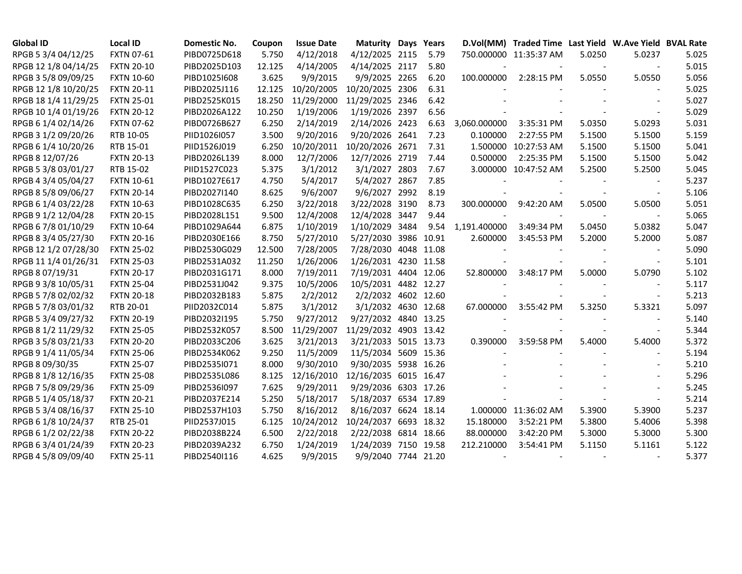| Global ID | Local ID | Domestic No. | Coupon | Issue Date | Maturity | Days | Years | D.Vol(MM) | Traded Time | Last Yield | W.Ave Yield | BVAL Rate |
|---|---|---|---|---|---|---|---|---|---|---|---|---|
| RPGB 5 3/4 04/12/25 | FXTN 07-61 | PIBD0725D618 | 5.750 | 4/12/2018 | 4/12/2025 | 2115 | 5.79 | 750.000000 | 11:35:37 AM | 5.0250 | 5.0237 | 5.025 |
| RPGB 12 1/8 04/14/25 | FXTN 20-10 | PIBD2025D103 | 12.125 | 4/14/2005 | 4/14/2025 | 2117 | 5.80 | - | - | - | - | 5.015 |
| RPGB 3 5/8 09/09/25 | FXTN 10-60 | PIBD1025I608 | 3.625 | 9/9/2015 | 9/9/2025 | 2265 | 6.20 | 100.000000 | 2:28:15 PM | 5.0550 | 5.0550 | 5.056 |
| RPGB 12 1/8 10/20/25 | FXTN 20-11 | PIBD2025J116 | 12.125 | 10/20/2005 | 10/20/2025 | 2306 | 6.31 | - | - | - | - | 5.025 |
| RPGB 18 1/4 11/29/25 | FXTN 25-01 | PIBD2525K015 | 18.250 | 11/29/2000 | 11/29/2025 | 2346 | 6.42 | - | - | - | - | 5.027 |
| RPGB 10 1/4 01/19/26 | FXTN 20-12 | PIBD2026A122 | 10.250 | 1/19/2006 | 1/19/2026 | 2397 | 6.56 | - | - | - | - | 5.029 |
| RPGB 6 1/4 02/14/26 | FXTN 07-62 | PIBD0726B627 | 6.250 | 2/14/2019 | 2/14/2026 | 2423 | 6.63 | 3,060.000000 | 3:35:31 PM | 5.0350 | 5.0293 | 5.031 |
| RPGB 3 1/2 09/20/26 | RTB 10-05 | PIID1026I057 | 3.500 | 9/20/2016 | 9/20/2026 | 2641 | 7.23 | 0.100000 | 2:27:55 PM | 5.1500 | 5.1500 | 5.159 |
| RPGB 6 1/4 10/20/26 | RTB 15-01 | PIID1526J019 | 6.250 | 10/20/2011 | 10/20/2026 | 2671 | 7.31 | 1.500000 | 10:27:53 AM | 5.1500 | 5.1500 | 5.041 |
| RPGB 8 12/07/26 | FXTN 20-13 | PIBD2026L139 | 8.000 | 12/7/2006 | 12/7/2026 | 2719 | 7.44 | 0.500000 | 2:25:35 PM | 5.1500 | 5.1500 | 5.042 |
| RPGB 5 3/8 03/01/27 | RTB 15-02 | PIID1527C023 | 5.375 | 3/1/2012 | 3/1/2027 | 2803 | 7.67 | 3.000000 | 10:47:52 AM | 5.2500 | 5.2500 | 5.045 |
| RPGB 4 3/4 05/04/27 | FXTN 10-61 | PIBD1027E617 | 4.750 | 5/4/2017 | 5/4/2027 | 2867 | 7.85 | - | - | - | - | 5.237 |
| RPGB 8 5/8 09/06/27 | FXTN 20-14 | PIBD2027I140 | 8.625 | 9/6/2007 | 9/6/2027 | 2992 | 8.19 | - | - | - | - | 5.106 |
| RPGB 6 1/4 03/22/28 | FXTN 10-63 | PIBD1028C635 | 6.250 | 3/22/2018 | 3/22/2028 | 3190 | 8.73 | 300.000000 | 9:42:20 AM | 5.0500 | 5.0500 | 5.051 |
| RPGB 9 1/2 12/04/28 | FXTN 20-15 | PIBD2028L151 | 9.500 | 12/4/2008 | 12/4/2028 | 3447 | 9.44 | - | - | - | - | 5.065 |
| RPGB 6 7/8 01/10/29 | FXTN 10-64 | PIBD1029A644 | 6.875 | 1/10/2019 | 1/10/2029 | 3484 | 9.54 | 1,191.400000 | 3:49:34 PM | 5.0450 | 5.0382 | 5.047 |
| RPGB 8 3/4 05/27/30 | FXTN 20-16 | PIBD2030E166 | 8.750 | 5/27/2010 | 5/27/2030 | 3986 | 10.91 | 2.600000 | 3:45:53 PM | 5.2000 | 5.2000 | 5.087 |
| RPGB 12 1/2 07/28/30 | FXTN 25-02 | PIBD2530G029 | 12.500 | 7/28/2005 | 7/28/2030 | 4048 | 11.08 | - | - | - | - | 5.090 |
| RPGB 11 1/4 01/26/31 | FXTN 25-03 | PIBD2531A032 | 11.250 | 1/26/2006 | 1/26/2031 | 4230 | 11.58 | - | - | - | - | 5.101 |
| RPGB 8 07/19/31 | FXTN 20-17 | PIBD2031G171 | 8.000 | 7/19/2011 | 7/19/2031 | 4404 | 12.06 | 52.800000 | 3:48:17 PM | 5.0000 | 5.0790 | 5.102 |
| RPGB 9 3/8 10/05/31 | FXTN 25-04 | PIBD2531J042 | 9.375 | 10/5/2006 | 10/5/2031 | 4482 | 12.27 | - | - | - | - | 5.117 |
| RPGB 5 7/8 02/02/32 | FXTN 20-18 | PIBD2032B183 | 5.875 | 2/2/2012 | 2/2/2032 | 4602 | 12.60 | - | - | - | - | 5.213 |
| RPGB 5 7/8 03/01/32 | RTB 20-01 | PIID2032C014 | 5.875 | 3/1/2012 | 3/1/2032 | 4630 | 12.68 | 67.000000 | 3:55:42 PM | 5.3250 | 5.3321 | 5.097 |
| RPGB 5 3/4 09/27/32 | FXTN 20-19 | PIBD2032I195 | 5.750 | 9/27/2012 | 9/27/2032 | 4840 | 13.25 | - | - | - | - | 5.140 |
| RPGB 8 1/2 11/29/32 | FXTN 25-05 | PIBD2532K057 | 8.500 | 11/29/2007 | 11/29/2032 | 4903 | 13.42 | - | - | - | - | 5.344 |
| RPGB 3 5/8 03/21/33 | FXTN 20-20 | PIBD2033C206 | 3.625 | 3/21/2013 | 3/21/2033 | 5015 | 13.73 | 0.390000 | 3:59:58 PM | 5.4000 | 5.4000 | 5.372 |
| RPGB 9 1/4 11/05/34 | FXTN 25-06 | PIBD2534K062 | 9.250 | 11/5/2009 | 11/5/2034 | 5609 | 15.36 | - | - | - | - | 5.194 |
| RPGB 8 09/30/35 | FXTN 25-07 | PIBD2535I071 | 8.000 | 9/30/2010 | 9/30/2035 | 5938 | 16.26 | - | - | - | - | 5.210 |
| RPGB 8 1/8 12/16/35 | FXTN 25-08 | PIBD2535L086 | 8.125 | 12/16/2010 | 12/16/2035 | 6015 | 16.47 | - | - | - | - | 5.296 |
| RPGB 7 5/8 09/29/36 | FXTN 25-09 | PIBD2536I097 | 7.625 | 9/29/2011 | 9/29/2036 | 6303 | 17.26 | - | - | - | - | 5.245 |
| RPGB 5 1/4 05/18/37 | FXTN 20-21 | PIBD2037E214 | 5.250 | 5/18/2017 | 5/18/2037 | 6534 | 17.89 | - | - | - | - | 5.214 |
| RPGB 5 3/4 08/16/37 | FXTN 25-10 | PIBD2537H103 | 5.750 | 8/16/2012 | 8/16/2037 | 6624 | 18.14 | 1.000000 | 11:36:02 AM | 5.3900 | 5.3900 | 5.237 |
| RPGB 6 1/8 10/24/37 | RTB 25-01 | PIID2537J015 | 6.125 | 10/24/2012 | 10/24/2037 | 6693 | 18.32 | 15.180000 | 3:52:21 PM | 5.3800 | 5.4006 | 5.398 |
| RPGB 6 1/2 02/22/38 | FXTN 20-22 | PIBD2038B224 | 6.500 | 2/22/2018 | 2/22/2038 | 6814 | 18.66 | 88.000000 | 3:42:20 PM | 5.3000 | 5.3000 | 5.300 |
| RPGB 6 3/4 01/24/39 | FXTN 20-23 | PIBD2039A232 | 6.750 | 1/24/2019 | 1/24/2039 | 7150 | 19.58 | 212.210000 | 3:54:41 PM | 5.1150 | 5.1161 | 5.122 |
| RPGB 4 5/8 09/09/40 | FXTN 25-11 | PIBD2540I116 | 4.625 | 9/9/2015 | 9/9/2040 | 7744 | 21.20 | - | - | - | - | 5.377 |